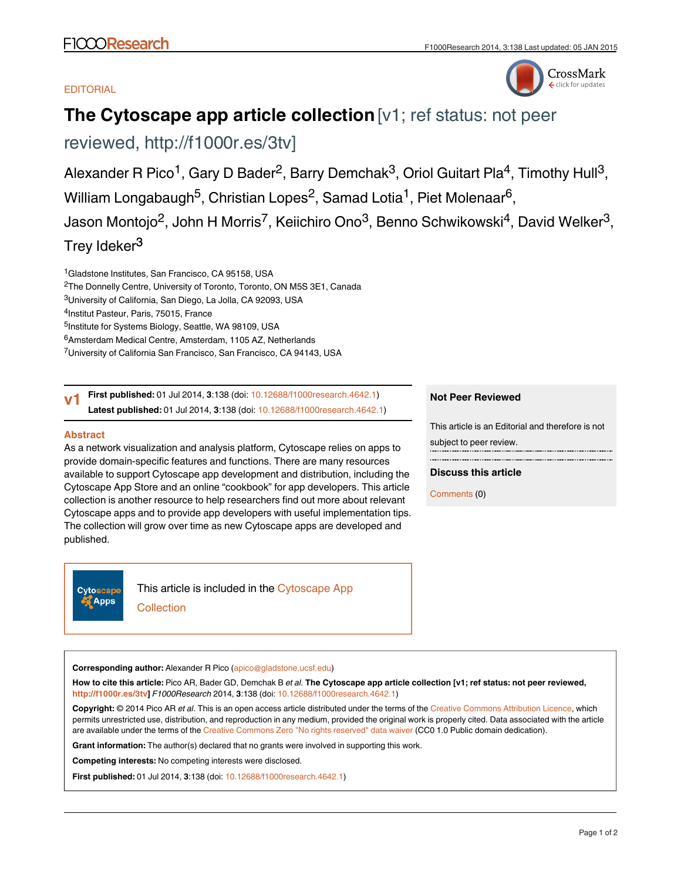EDITORIAL

# The Cytoscape app article collection [v1; ref status: not peer reviewed, http://f1000r.es/3tv]

Alexander R Pico[1], Gary D Bader[2], Barry Demchak[3], Oriol Guitart Pla[4], Timothy Hull[3], William Longabaugh[5], Christian Lopes[2], Samad Lotia[1], Piet Molenaar[6], Jason Montojo[2], John H Morris[7], Keiichiro Ono[3], Benno Schwikowski[4], David Welker[3], Trey Ideker[3]

[1]Gladstone Institutes, San Francisco, CA 95158, USA
[2]The Donnelly Centre, University of Toronto, Toronto, ON M5S 3E1, Canada
[3]University of California, San Diego, La Jolla, CA 92093, USA
[4]Institut Pasteur, Paris, 75015, France
[5]Institute for Systems Biology, Seattle, WA 98109, USA
[6]Amsterdam Medical Centre, Amsterdam, 1105 AZ, Netherlands
[7]University of California San Francisco, San Francisco, CA 94143, USA

**v1** **First published:** 01 Jul 2014, **3**:138 (doi: 10.12688/f1000research.4642.1)
**Latest published:** 01 Jul 2014, **3**:138 (doi: 10.12688/f1000research.4642.1)

## Abstract

As a network visualization and analysis platform, Cytoscape relies on apps to provide domain-specific features and functions. There are many resources available to support Cytoscape app development and distribution, including the Cytoscape App Store and an online “cookbook” for app developers. This article collection is another resource to help researchers find out more about relevant Cytoscape apps and to provide app developers with useful implementation tips. The collection will grow over time as new Cytoscape apps are developed and published.

This article is included in the Cytoscape App Collection

**Not Peer Reviewed**

This article is an Editorial and therefore is not subject to peer review.

**Discuss this article**

Comments (0)

**Corresponding author:** Alexander R Pico (apico@gladstone.ucsf.edu)

**How to cite this article:** Pico AR, Bader GD, Demchak B *et al.* **The Cytoscape app article collection [v1; ref status: not peer reviewed, http://f1000r.es/3tv]** *F1000Research* 2014, **3**:138 (doi: 10.12688/f1000research.4642.1)

**Copyright:** © 2014 Pico AR *et al*. This is an open access article distributed under the terms of the Creative Commons Attribution Licence, which permits unrestricted use, distribution, and reproduction in any medium, provided the original work is properly cited. Data associated with the article are available under the terms of the Creative Commons Zero "No rights reserved" data waiver (CC0 1.0 Public domain dedication).

**Grant information:** The author(s) declared that no grants were involved in supporting this work.

**Competing interests:** No competing interests were disclosed.

**First published:** 01 Jul 2014, **3**:138 (doi: 10.12688/f1000research.4642.1)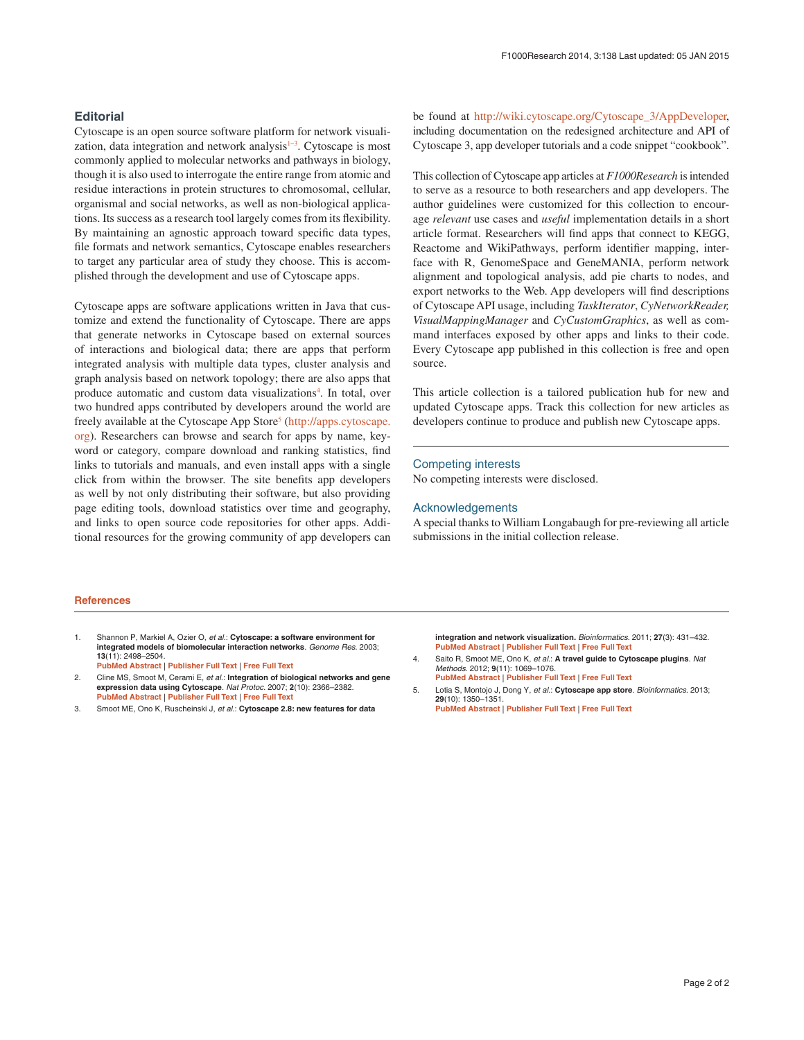## Editorial

Cytoscape is an open source software platform for network visualization, data integration and network analysis[1–3]. Cytoscape is most commonly applied to molecular networks and pathways in biology, though it is also used to interrogate the entire range from atomic and residue interactions in protein structures to chromosomal, cellular, organismal and social networks, as well as non-biological applications. Its success as a research tool largely comes from its flexibility. By maintaining an agnostic approach toward specific data types, file formats and network semantics, Cytoscape enables researchers to target any particular area of study they choose. This is accomplished through the development and use of Cytoscape apps.

Cytoscape apps are software applications written in Java that customize and extend the functionality of Cytoscape. There are apps that generate networks in Cytoscape based on external sources of interactions and biological data; there are apps that perform integrated analysis with multiple data types, cluster analysis and graph analysis based on network topology; there are also apps that produce automatic and custom data visualizations[4]. In total, over two hundred apps contributed by developers around the world are freely available at the Cytoscape App Store[5] (http://apps.cytoscape.org). Researchers can browse and search for apps by name, keyword or category, compare download and ranking statistics, find links to tutorials and manuals, and even install apps with a single click from within the browser. The site benefits app developers as well by not only distributing their software, but also providing page editing tools, download statistics over time and geography, and links to open source code repositories for other apps. Additional resources for the growing community of app developers can be found at http://wiki.cytoscape.org/Cytoscape_3/AppDeveloper, including documentation on the redesigned architecture and API of Cytoscape 3, app developer tutorials and a code snippet "cookbook".

This collection of Cytoscape app articles at *F1000Research* is intended to serve as a resource to both researchers and app developers. The author guidelines were customized for this collection to encourage *relevant* use cases and *useful* implementation details in a short article format. Researchers will find apps that connect to KEGG, Reactome and WikiPathways, perform identifier mapping, interface with R, GenomeSpace and GeneMANIA, perform network alignment and topological analysis, add pie charts to nodes, and export networks to the Web. App developers will find descriptions of Cytoscape API usage, including *TaskIterator*, *CyNetworkReader, VisualMappingManager* and *CyCustomGraphics*, as well as command interfaces exposed by other apps and links to their code. Every Cytoscape app published in this collection is free and open source.

This article collection is a tailored publication hub for new and updated Cytoscape apps. Track this collection for new articles as developers continue to produce and publish new Cytoscape apps.

## Competing interests

No competing interests were disclosed.

## Acknowledgements

A special thanks to William Longabaugh for pre-reviewing all article submissions in the initial collection release.

## References

1. Shannon P, Markiel A, Ozier O, *et al.*: **Cytoscape: a software environment for integrated models of biomolecular interaction networks**. *Genome Res.* 2003; **13**(11): 2498–2504.
   PubMed Abstract | Publisher Full Text | Free Full Text
2. Cline MS, Smoot M, Cerami E, *et al.*: **Integration of biological networks and gene expression data using Cytoscape**. *Nat Protoc.* 2007; **2**(10): 2366–2382.
   PubMed Abstract | Publisher Full Text | Free Full Text
3. Smoot ME, Ono K, Ruscheinski J, *et al.*: **Cytoscape 2.8: new features for data integration and network visualization.** *Bioinformatics.* 2011; **27**(3): 431–432.
   PubMed Abstract | Publisher Full Text | Free Full Text
4. Saito R, Smoot ME, Ono K, *et al.*: **A travel guide to Cytoscape plugins**. *Nat Methods.* 2012; **9**(11): 1069–1076.
   PubMed Abstract | Publisher Full Text | Free Full Text
5. Lotia S, Montojo J, Dong Y, *et al.*: **Cytoscape app store**. *Bioinformatics.* 2013; **29**(10): 1350–1351.
   PubMed Abstract | Publisher Full Text | Free Full Text